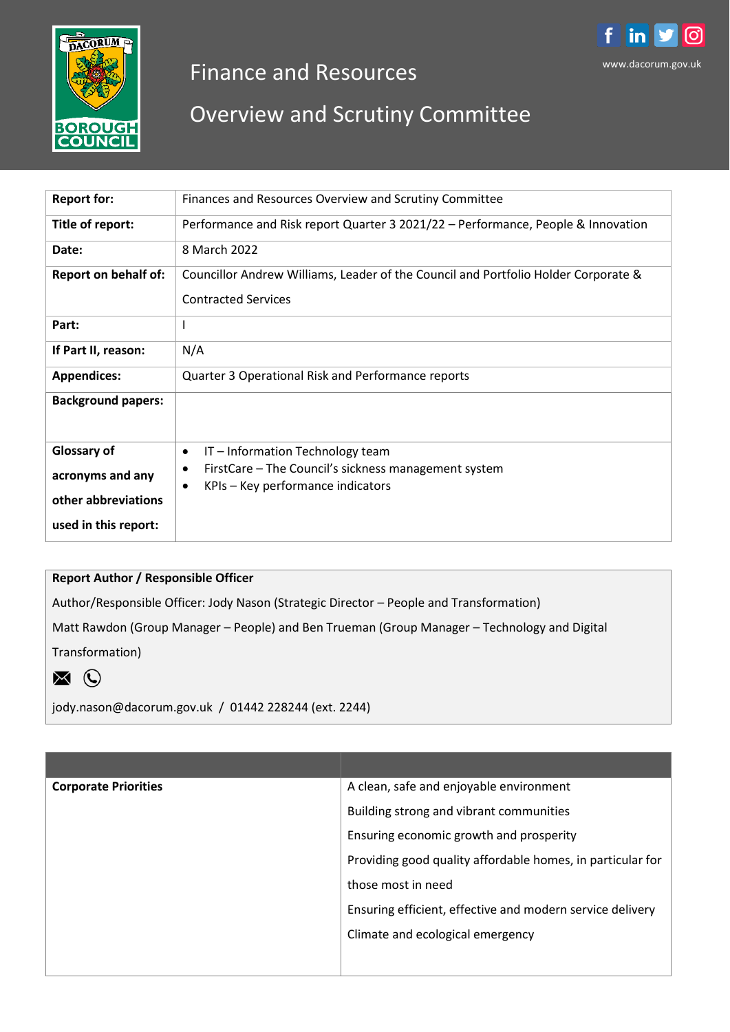# Finance and Resources

# Overview and Scrutiny Committee

www.dacorum.gov.uk

| Report for: | Finances and Resources Overview and Scrutiny Committee |
| --- | --- |
| **Title of report:** | Performance and Risk report Quarter 3 2021/22 – Performance, People & Innovation |
| **Date:** | 8 March 2022 |
| **Report on behalf of:** | Councillor Andrew Williams, Leader of the Council and Portfolio Holder Corporate & Contracted Services |
| **Part:** | I |
| **If Part II, reason:** | N/A |
| **Appendices:** | Quarter 3 Operational Risk and Performance reports |
| **Background papers:** | |
| **Glossary of acronyms and any other abbreviations used in this report:** | • IT – Information Technology team<br>• FirstCare – The Council's sickness management system<br>• KPIs – Key performance indicators |

**Report Author / Responsible Officer**

Author/Responsible Officer: Jody Nason (Strategic Director – People and Transformation)

Matt Rawdon (Group Manager – People) and Ben Trueman (Group Manager – Technology and Digital Transformation)

jody.nason@dacorum.gov.uk / 01442 228244 (ext. 2244)

| | |
| --- | --- |
| **Corporate Priorities** | A clean, safe and enjoyable environment<br>Building strong and vibrant communities<br>Ensuring economic growth and prosperity<br>Providing good quality affordable homes, in particular for those most in need<br>Ensuring efficient, effective and modern service delivery<br>Climate and ecological emergency |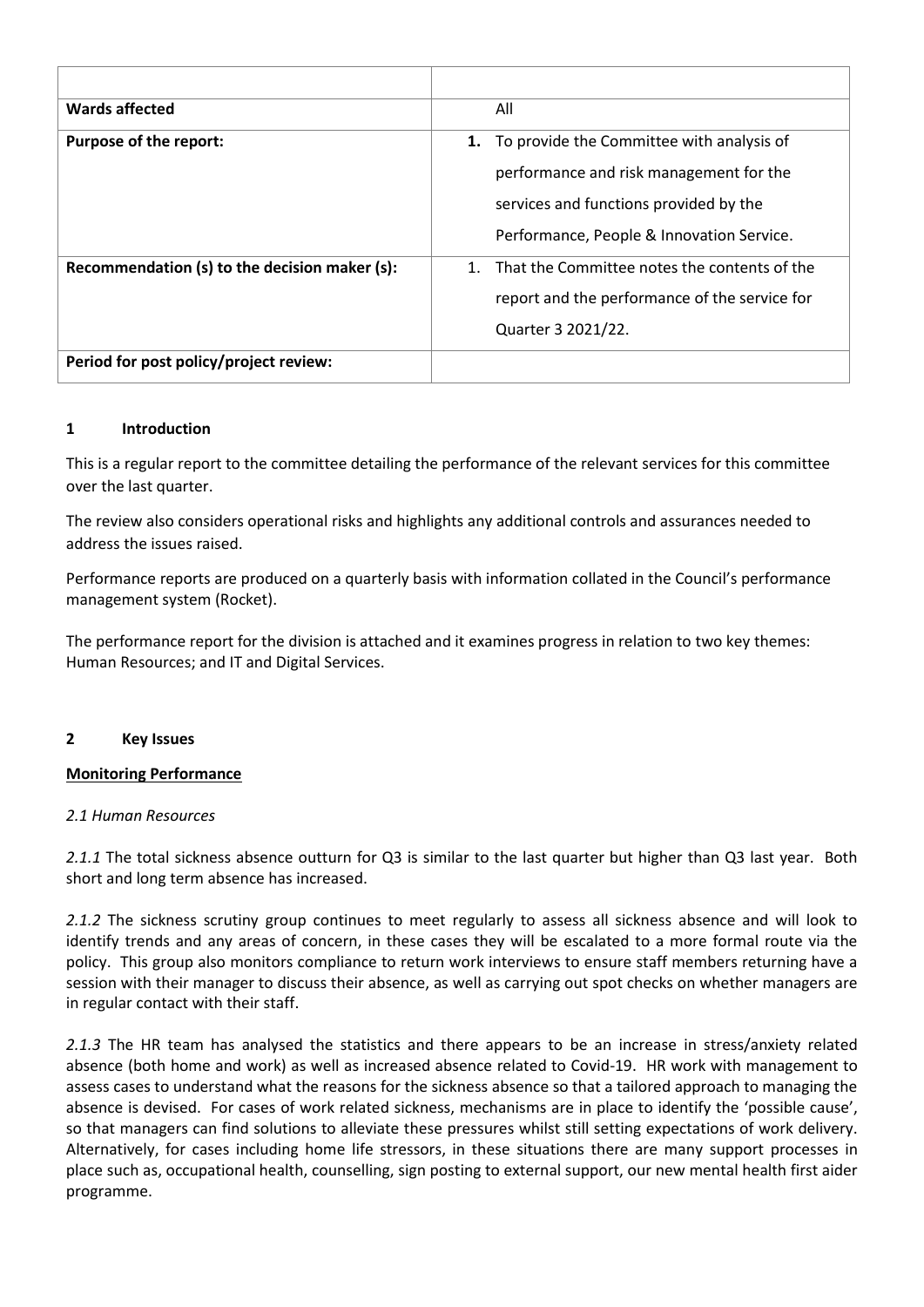| | |
|---|---|
| **Wards affected** | All |
| **Purpose of the report:** | **1.** To provide the Committee with analysis of performance and risk management for the services and functions provided by the Performance, People & Innovation Service. |
| **Recommendation (s) to the decision maker (s):** | 1. That the Committee notes the contents of the report and the performance of the service for Quarter 3 2021/22. |
| **Period for post policy/project review:** | |

## 1 Introduction

This is a regular report to the committee detailing the performance of the relevant services for this committee over the last quarter.

The review also considers operational risks and highlights any additional controls and assurances needed to address the issues raised.

Performance reports are produced on a quarterly basis with information collated in the Council's performance management system (Rocket).

The performance report for the division is attached and it examines progress in relation to two key themes: Human Resources; and IT and Digital Services.

## 2 Key Issues

**Monitoring Performance**

*2.1 Human Resources*

*2.1.1* The total sickness absence outturn for Q3 is similar to the last quarter but higher than Q3 last year. Both short and long term absence has increased.

*2.1.2* The sickness scrutiny group continues to meet regularly to assess all sickness absence and will look to identify trends and any areas of concern, in these cases they will be escalated to a more formal route via the policy. This group also monitors compliance to return work interviews to ensure staff members returning have a session with their manager to discuss their absence, as well as carrying out spot checks on whether managers are in regular contact with their staff.

*2.1.3* The HR team has analysed the statistics and there appears to be an increase in stress/anxiety related absence (both home and work) as well as increased absence related to Covid-19. HR work with management to assess cases to understand what the reasons for the sickness absence so that a tailored approach to managing the absence is devised. For cases of work related sickness, mechanisms are in place to identify the 'possible cause', so that managers can find solutions to alleviate these pressures whilst still setting expectations of work delivery. Alternatively, for cases including home life stressors, in these situations there are many support processes in place such as, occupational health, counselling, sign posting to external support, our new mental health first aider programme.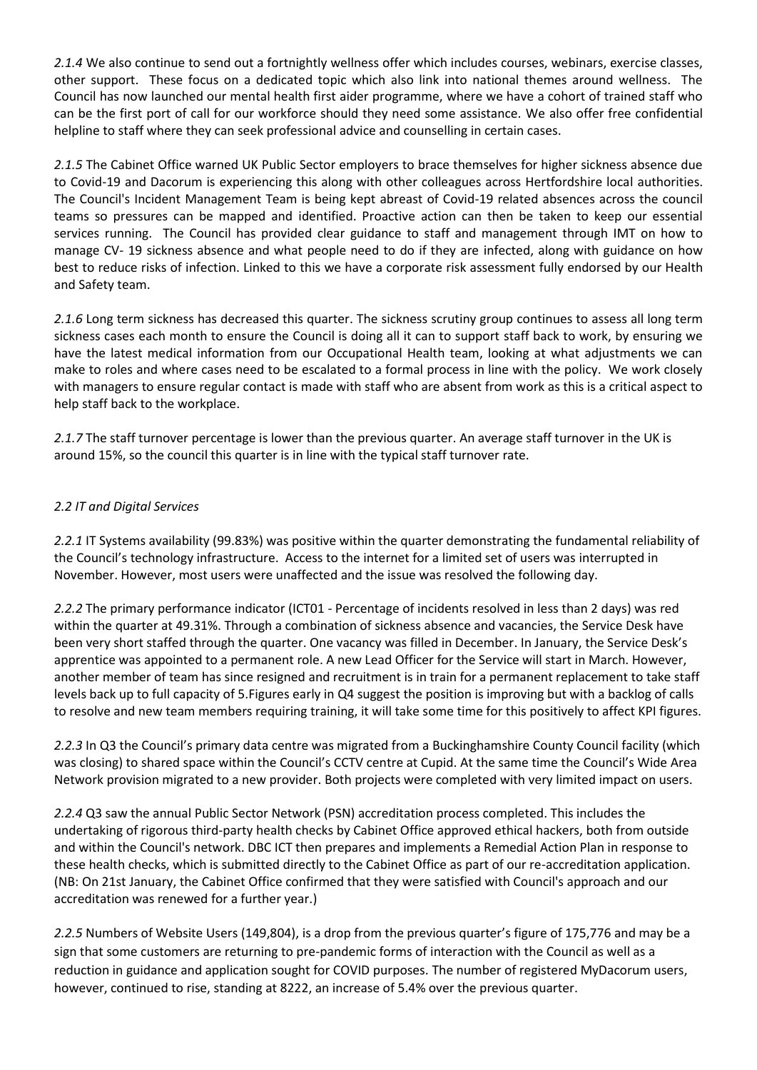*2.1.4* We also continue to send out a fortnightly wellness offer which includes courses, webinars, exercise classes, other support. These focus on a dedicated topic which also link into national themes around wellness. The Council has now launched our mental health first aider programme, where we have a cohort of trained staff who can be the first port of call for our workforce should they need some assistance. We also offer free confidential helpline to staff where they can seek professional advice and counselling in certain cases.

*2.1.5* The Cabinet Office warned UK Public Sector employers to brace themselves for higher sickness absence due to Covid-19 and Dacorum is experiencing this along with other colleagues across Hertfordshire local authorities. The Council's Incident Management Team is being kept abreast of Covid-19 related absences across the council teams so pressures can be mapped and identified. Proactive action can then be taken to keep our essential services running. The Council has provided clear guidance to staff and management through IMT on how to manage CV- 19 sickness absence and what people need to do if they are infected, along with guidance on how best to reduce risks of infection. Linked to this we have a corporate risk assessment fully endorsed by our Health and Safety team.

*2.1.6* Long term sickness has decreased this quarter. The sickness scrutiny group continues to assess all long term sickness cases each month to ensure the Council is doing all it can to support staff back to work, by ensuring we have the latest medical information from our Occupational Health team, looking at what adjustments we can make to roles and where cases need to be escalated to a formal process in line with the policy. We work closely with managers to ensure regular contact is made with staff who are absent from work as this is a critical aspect to help staff back to the workplace.

*2.1.7* The staff turnover percentage is lower than the previous quarter. An average staff turnover in the UK is around 15%, so the council this quarter is in line with the typical staff turnover rate.

*2.2 IT and Digital Services*

*2.2.1* IT Systems availability (99.83%) was positive within the quarter demonstrating the fundamental reliability of the Council's technology infrastructure. Access to the internet for a limited set of users was interrupted in November. However, most users were unaffected and the issue was resolved the following day.

*2.2.2* The primary performance indicator (ICT01 - Percentage of incidents resolved in less than 2 days) was red within the quarter at 49.31%. Through a combination of sickness absence and vacancies, the Service Desk have been very short staffed through the quarter. One vacancy was filled in December. In January, the Service Desk's apprentice was appointed to a permanent role. A new Lead Officer for the Service will start in March. However, another member of team has since resigned and recruitment is in train for a permanent replacement to take staff levels back up to full capacity of 5.Figures early in Q4 suggest the position is improving but with a backlog of calls to resolve and new team members requiring training, it will take some time for this positively to affect KPI figures.

*2.2.3* In Q3 the Council's primary data centre was migrated from a Buckinghamshire County Council facility (which was closing) to shared space within the Council's CCTV centre at Cupid. At the same time the Council's Wide Area Network provision migrated to a new provider. Both projects were completed with very limited impact on users.

*2.2.4* Q3 saw the annual Public Sector Network (PSN) accreditation process completed. This includes the undertaking of rigorous third-party health checks by Cabinet Office approved ethical hackers, both from outside and within the Council's network. DBC ICT then prepares and implements a Remedial Action Plan in response to these health checks, which is submitted directly to the Cabinet Office as part of our re-accreditation application. (NB: On 21st January, the Cabinet Office confirmed that they were satisfied with Council's approach and our accreditation was renewed for a further year.)

*2.2.5* Numbers of Website Users (149,804), is a drop from the previous quarter's figure of 175,776 and may be a sign that some customers are returning to pre-pandemic forms of interaction with the Council as well as a reduction in guidance and application sought for COVID purposes. The number of registered MyDacorum users, however, continued to rise, standing at 8222, an increase of 5.4% over the previous quarter.